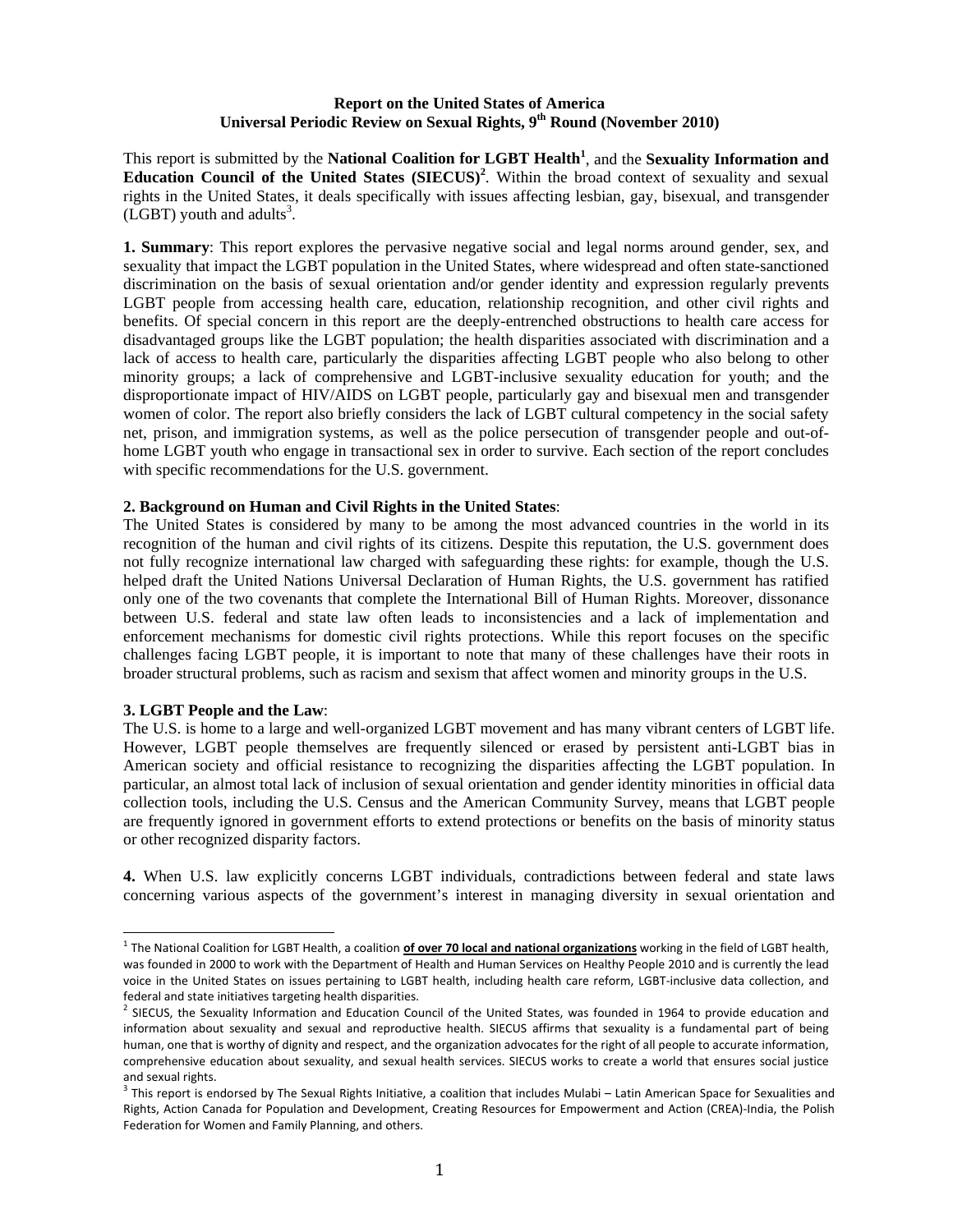**Report on the United States of America**
**Universal Periodic Review on Sexual Rights, 9th Round (November 2010)**

This report is submitted by the **National Coalition for LGBT Health**[1], and the **Sexuality Information and Education Council of the United States (SIECUS)**[2]. Within the broad context of sexuality and sexual rights in the United States, it deals specifically with issues affecting lesbian, gay, bisexual, and transgender (LGBT) youth and adults[3].

**1. Summary**: This report explores the pervasive negative social and legal norms around gender, sex, and sexuality that impact the LGBT population in the United States, where widespread and often state-sanctioned discrimination on the basis of sexual orientation and/or gender identity and expression regularly prevents LGBT people from accessing health care, education, relationship recognition, and other civil rights and benefits. Of special concern in this report are the deeply-entrenched obstructions to health care access for disadvantaged groups like the LGBT population; the health disparities associated with discrimination and a lack of access to health care, particularly the disparities affecting LGBT people who also belong to other minority groups; a lack of comprehensive and LGBT-inclusive sexuality education for youth; and the disproportionate impact of HIV/AIDS on LGBT people, particularly gay and bisexual men and transgender women of color. The report also briefly considers the lack of LGBT cultural competency in the social safety net, prison, and immigration systems, as well as the police persecution of transgender people and out-of-home LGBT youth who engage in transactional sex in order to survive. Each section of the report concludes with specific recommendations for the U.S. government.

**2. Background on Human and Civil Rights in the United States**:
The United States is considered by many to be among the most advanced countries in the world in its recognition of the human and civil rights of its citizens. Despite this reputation, the U.S. government does not fully recognize international law charged with safeguarding these rights: for example, though the U.S. helped draft the United Nations Universal Declaration of Human Rights, the U.S. government has ratified only one of the two covenants that complete the International Bill of Human Rights. Moreover, dissonance between U.S. federal and state law often leads to inconsistencies and a lack of implementation and enforcement mechanisms for domestic civil rights protections. While this report focuses on the specific challenges facing LGBT people, it is important to note that many of these challenges have their roots in broader structural problems, such as racism and sexism that affect women and minority groups in the U.S.

**3. LGBT People and the Law**:
The U.S. is home to a large and well-organized LGBT movement and has many vibrant centers of LGBT life. However, LGBT people themselves are frequently silenced or erased by persistent anti-LGBT bias in American society and official resistance to recognizing the disparities affecting the LGBT population. In particular, an almost total lack of inclusion of sexual orientation and gender identity minorities in official data collection tools, including the U.S. Census and the American Community Survey, means that LGBT people are frequently ignored in government efforts to extend protections or benefits on the basis of minority status or other recognized disparity factors.

**4.** When U.S. law explicitly concerns LGBT individuals, contradictions between federal and state laws concerning various aspects of the government's interest in managing diversity in sexual orientation and

---

[1] The National Coalition for LGBT Health, a coalition **of over 70 local and national organizations** working in the field of LGBT health, was founded in 2000 to work with the Department of Health and Human Services on Healthy People 2010 and is currently the lead voice in the United States on issues pertaining to LGBT health, including health care reform, LGBT-inclusive data collection, and federal and state initiatives targeting health disparities.

[2] SIECUS, the Sexuality Information and Education Council of the United States, was founded in 1964 to provide education and information about sexuality and sexual and reproductive health. SIECUS affirms that sexuality is a fundamental part of being human, one that is worthy of dignity and respect, and the organization advocates for the right of all people to accurate information, comprehensive education about sexuality, and sexual health services. SIECUS works to create a world that ensures social justice and sexual rights.

[3] This report is endorsed by The Sexual Rights Initiative, a coalition that includes Mulabi – Latin American Space for Sexualities and Rights, Action Canada for Population and Development, Creating Resources for Empowerment and Action (CREA)-India, the Polish Federation for Women and Family Planning, and others.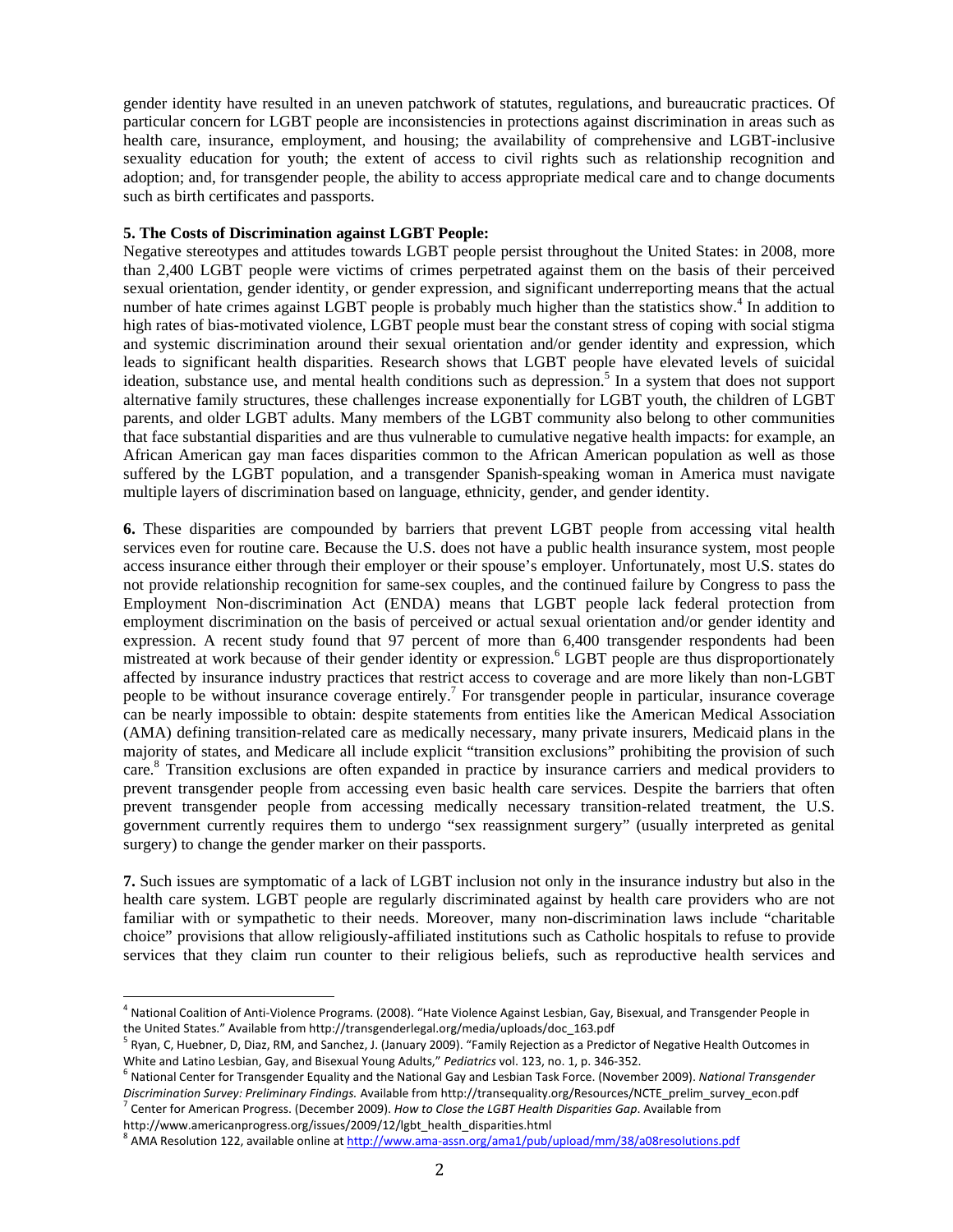gender identity have resulted in an uneven patchwork of statutes, regulations, and bureaucratic practices. Of particular concern for LGBT people are inconsistencies in protections against discrimination in areas such as health care, insurance, employment, and housing; the availability of comprehensive and LGBT-inclusive sexuality education for youth; the extent of access to civil rights such as relationship recognition and adoption; and, for transgender people, the ability to access appropriate medical care and to change documents such as birth certificates and passports.

**5. The Costs of Discrimination against LGBT People:**

Negative stereotypes and attitudes towards LGBT people persist throughout the United States: in 2008, more than 2,400 LGBT people were victims of crimes perpetrated against them on the basis of their perceived sexual orientation, gender identity, or gender expression, and significant underreporting means that the actual number of hate crimes against LGBT people is probably much higher than the statistics show.[4] In addition to high rates of bias-motivated violence, LGBT people must bear the constant stress of coping with social stigma and systemic discrimination around their sexual orientation and/or gender identity and expression, which leads to significant health disparities. Research shows that LGBT people have elevated levels of suicidal ideation, substance use, and mental health conditions such as depression.[5] In a system that does not support alternative family structures, these challenges increase exponentially for LGBT youth, the children of LGBT parents, and older LGBT adults. Many members of the LGBT community also belong to other communities that face substantial disparities and are thus vulnerable to cumulative negative health impacts: for example, an African American gay man faces disparities common to the African American population as well as those suffered by the LGBT population, and a transgender Spanish-speaking woman in America must navigate multiple layers of discrimination based on language, ethnicity, gender, and gender identity.

**6.** These disparities are compounded by barriers that prevent LGBT people from accessing vital health services even for routine care. Because the U.S. does not have a public health insurance system, most people access insurance either through their employer or their spouse's employer. Unfortunately, most U.S. states do not provide relationship recognition for same-sex couples, and the continued failure by Congress to pass the Employment Non-discrimination Act (ENDA) means that LGBT people lack federal protection from employment discrimination on the basis of perceived or actual sexual orientation and/or gender identity and expression. A recent study found that 97 percent of more than 6,400 transgender respondents had been mistreated at work because of their gender identity or expression.[6] LGBT people are thus disproportionately affected by insurance industry practices that restrict access to coverage and are more likely than non-LGBT people to be without insurance coverage entirely.[7] For transgender people in particular, insurance coverage can be nearly impossible to obtain: despite statements from entities like the American Medical Association (AMA) defining transition-related care as medically necessary, many private insurers, Medicaid plans in the majority of states, and Medicare all include explicit "transition exclusions" prohibiting the provision of such care.[8] Transition exclusions are often expanded in practice by insurance carriers and medical providers to prevent transgender people from accessing even basic health care services. Despite the barriers that often prevent transgender people from accessing medically necessary transition-related treatment, the U.S. government currently requires them to undergo "sex reassignment surgery" (usually interpreted as genital surgery) to change the gender marker on their passports.

**7.** Such issues are symptomatic of a lack of LGBT inclusion not only in the insurance industry but also in the health care system. LGBT people are regularly discriminated against by health care providers who are not familiar with or sympathetic to their needs. Moreover, many non-discrimination laws include "charitable choice" provisions that allow religiously-affiliated institutions such as Catholic hospitals to refuse to provide services that they claim run counter to their religious beliefs, such as reproductive health services and

---

[4] National Coalition of Anti-Violence Programs. (2008). "Hate Violence Against Lesbian, Gay, Bisexual, and Transgender People in the United States." Available from http://transgenderlegal.org/media/uploads/doc_163.pdf

[5] Ryan, C, Huebner, D, Diaz, RM, and Sanchez, J. (January 2009). "Family Rejection as a Predictor of Negative Health Outcomes in White and Latino Lesbian, Gay, and Bisexual Young Adults," *Pediatrics* vol. 123, no. 1, p. 346-352.

[6] National Center for Transgender Equality and the National Gay and Lesbian Task Force. (November 2009). *National Transgender Discrimination Survey: Preliminary Findings.* Available from http://transequality.org/Resources/NCTE_prelim_survey_econ.pdf

[7] Center for American Progress. (December 2009). *How to Close the LGBT Health Disparities Gap*. Available from http://www.americanprogress.org/issues/2009/12/lgbt_health_disparities.html

[8] AMA Resolution 122, available online at http://www.ama-assn.org/ama1/pub/upload/mm/38/a08resolutions.pdf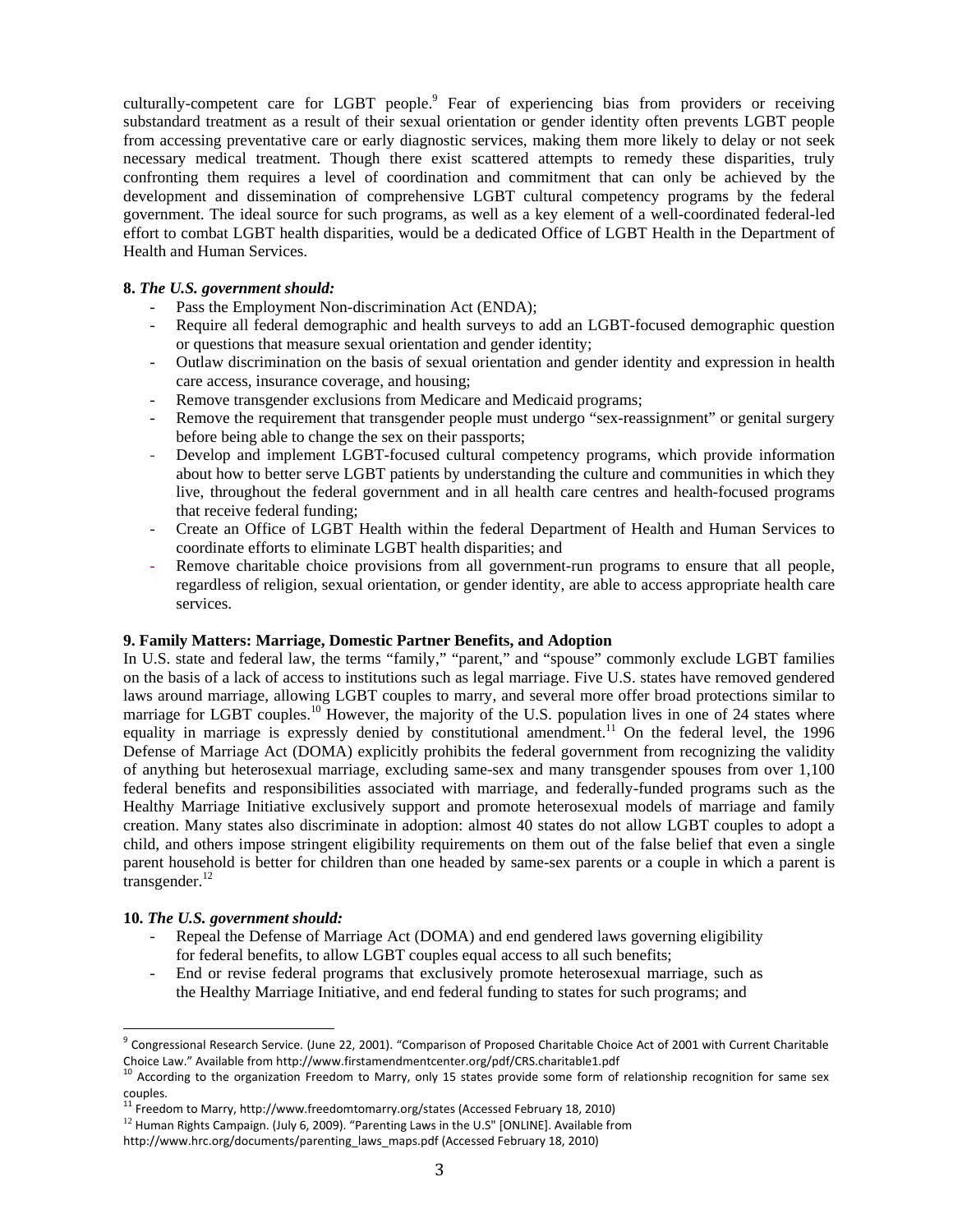culturally-competent care for LGBT people.[9] Fear of experiencing bias from providers or receiving substandard treatment as a result of their sexual orientation or gender identity often prevents LGBT people from accessing preventative care or early diagnostic services, making them more likely to delay or not seek necessary medical treatment. Though there exist scattered attempts to remedy these disparities, truly confronting them requires a level of coordination and commitment that can only be achieved by the development and dissemination of comprehensive LGBT cultural competency programs by the federal government. The ideal source for such programs, as well as a key element of a well-coordinated federal-led effort to combat LGBT health disparities, would be a dedicated Office of LGBT Health in the Department of Health and Human Services.

**8.** ***The U.S. government should:***

- Pass the Employment Non-discrimination Act (ENDA);
- Require all federal demographic and health surveys to add an LGBT-focused demographic question or questions that measure sexual orientation and gender identity;
- Outlaw discrimination on the basis of sexual orientation and gender identity and expression in health care access, insurance coverage, and housing;
- Remove transgender exclusions from Medicare and Medicaid programs;
- Remove the requirement that transgender people must undergo "sex-reassignment" or genital surgery before being able to change the sex on their passports;
- Develop and implement LGBT-focused cultural competency programs, which provide information about how to better serve LGBT patients by understanding the culture and communities in which they live, throughout the federal government and in all health care centres and health-focused programs that receive federal funding;
- Create an Office of LGBT Health within the federal Department of Health and Human Services to coordinate efforts to eliminate LGBT health disparities; and
- Remove charitable choice provisions from all government-run programs to ensure that all people, regardless of religion, sexual orientation, or gender identity, are able to access appropriate health care services.

**9. Family Matters: Marriage, Domestic Partner Benefits, and Adoption**

In U.S. state and federal law, the terms "family," "parent," and "spouse" commonly exclude LGBT families on the basis of a lack of access to institutions such as legal marriage. Five U.S. states have removed gendered laws around marriage, allowing LGBT couples to marry, and several more offer broad protections similar to marriage for LGBT couples.[10] However, the majority of the U.S. population lives in one of 24 states where equality in marriage is expressly denied by constitutional amendment.[11] On the federal level, the 1996 Defense of Marriage Act (DOMA) explicitly prohibits the federal government from recognizing the validity of anything but heterosexual marriage, excluding same-sex and many transgender spouses from over 1,100 federal benefits and responsibilities associated with marriage, and federally-funded programs such as the Healthy Marriage Initiative exclusively support and promote heterosexual models of marriage and family creation. Many states also discriminate in adoption: almost 40 states do not allow LGBT couples to adopt a child, and others impose stringent eligibility requirements on them out of the false belief that even a single parent household is better for children than one headed by same-sex parents or a couple in which a parent is transgender.[12]

**10.** ***The U.S. government should:***

- Repeal the Defense of Marriage Act (DOMA) and end gendered laws governing eligibility for federal benefits, to allow LGBT couples equal access to all such benefits;
- End or revise federal programs that exclusively promote heterosexual marriage, such as the Healthy Marriage Initiative, and end federal funding to states for such programs; and

---

[9] Congressional Research Service. (June 22, 2001). "Comparison of Proposed Charitable Choice Act of 2001 with Current Charitable Choice Law." Available from http://www.firstamendmentcenter.org/pdf/CRS.charitable1.pdf

[10] According to the organization Freedom to Marry, only 15 states provide some form of relationship recognition for same sex couples.

[11] Freedom to Marry, http://www.freedomtomarry.org/states (Accessed February 18, 2010)

[12] Human Rights Campaign. (July 6, 2009). "Parenting Laws in the U.S" [ONLINE]. Available from http://www.hrc.org/documents/parenting_laws_maps.pdf (Accessed February 18, 2010)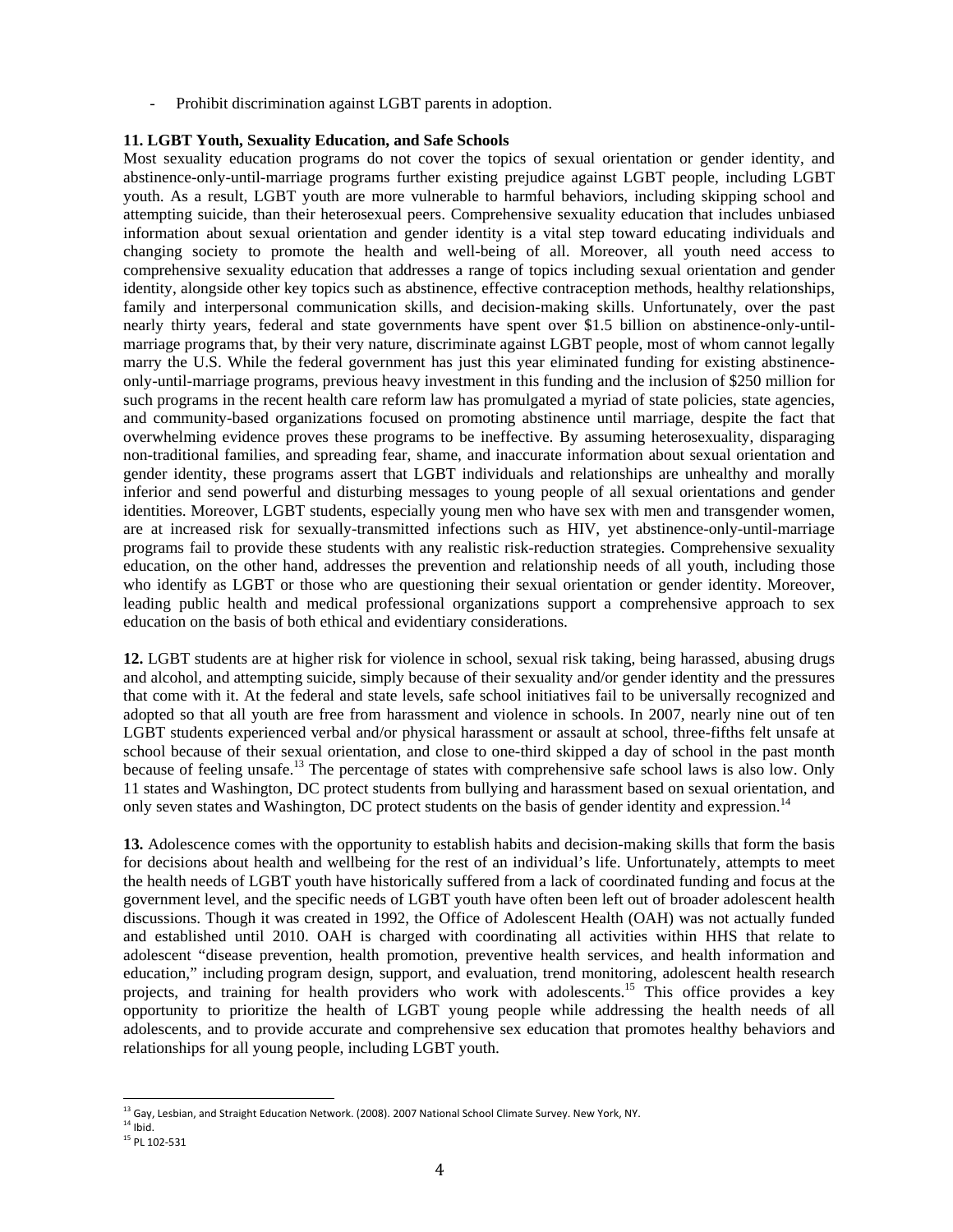- Prohibit discrimination against LGBT parents in adoption.

**11. LGBT Youth, Sexuality Education, and Safe Schools**

Most sexuality education programs do not cover the topics of sexual orientation or gender identity, and abstinence-only-until-marriage programs further existing prejudice against LGBT people, including LGBT youth. As a result, LGBT youth are more vulnerable to harmful behaviors, including skipping school and attempting suicide, than their heterosexual peers. Comprehensive sexuality education that includes unbiased information about sexual orientation and gender identity is a vital step toward educating individuals and changing society to promote the health and well-being of all. Moreover, all youth need access to comprehensive sexuality education that addresses a range of topics including sexual orientation and gender identity, alongside other key topics such as abstinence, effective contraception methods, healthy relationships, family and interpersonal communication skills, and decision-making skills. Unfortunately, over the past nearly thirty years, federal and state governments have spent over $1.5 billion on abstinence-only-until-marriage programs that, by their very nature, discriminate against LGBT people, most of whom cannot legally marry the U.S. While the federal government has just this year eliminated funding for existing abstinence-only-until-marriage programs, previous heavy investment in this funding and the inclusion of $250 million for such programs in the recent health care reform law has promulgated a myriad of state policies, state agencies, and community-based organizations focused on promoting abstinence until marriage, despite the fact that overwhelming evidence proves these programs to be ineffective. By assuming heterosexuality, disparaging non-traditional families, and spreading fear, shame, and inaccurate information about sexual orientation and gender identity, these programs assert that LGBT individuals and relationships are unhealthy and morally inferior and send powerful and disturbing messages to young people of all sexual orientations and gender identities. Moreover, LGBT students, especially young men who have sex with men and transgender women, are at increased risk for sexually-transmitted infections such as HIV, yet abstinence-only-until-marriage programs fail to provide these students with any realistic risk-reduction strategies. Comprehensive sexuality education, on the other hand, addresses the prevention and relationship needs of all youth, including those who identify as LGBT or those who are questioning their sexual orientation or gender identity. Moreover, leading public health and medical professional organizations support a comprehensive approach to sex education on the basis of both ethical and evidentiary considerations.

**12.** LGBT students are at higher risk for violence in school, sexual risk taking, being harassed, abusing drugs and alcohol, and attempting suicide, simply because of their sexuality and/or gender identity and the pressures that come with it. At the federal and state levels, safe school initiatives fail to be universally recognized and adopted so that all youth are free from harassment and violence in schools. In 2007, nearly nine out of ten LGBT students experienced verbal and/or physical harassment or assault at school, three-fifths felt unsafe at school because of their sexual orientation, and close to one-third skipped a day of school in the past month because of feeling unsafe.[13] The percentage of states with comprehensive safe school laws is also low. Only 11 states and Washington, DC protect students from bullying and harassment based on sexual orientation, and only seven states and Washington, DC protect students on the basis of gender identity and expression.[14]

**13.** Adolescence comes with the opportunity to establish habits and decision-making skills that form the basis for decisions about health and wellbeing for the rest of an individual's life. Unfortunately, attempts to meet the health needs of LGBT youth have historically suffered from a lack of coordinated funding and focus at the government level, and the specific needs of LGBT youth have often been left out of broader adolescent health discussions. Though it was created in 1992, the Office of Adolescent Health (OAH) was not actually funded and established until 2010. OAH is charged with coordinating all activities within HHS that relate to adolescent "disease prevention, health promotion, preventive health services, and health information and education," including program design, support, and evaluation, trend monitoring, adolescent health research projects, and training for health providers who work with adolescents.[15] This office provides a key opportunity to prioritize the health of LGBT young people while addressing the health needs of all adolescents, and to provide accurate and comprehensive sex education that promotes healthy behaviors and relationships for all young people, including LGBT youth.

---

[13] Gay, Lesbian, and Straight Education Network. (2008). 2007 National School Climate Survey. New York, NY.

[14] Ibid.

[15] PL 102-531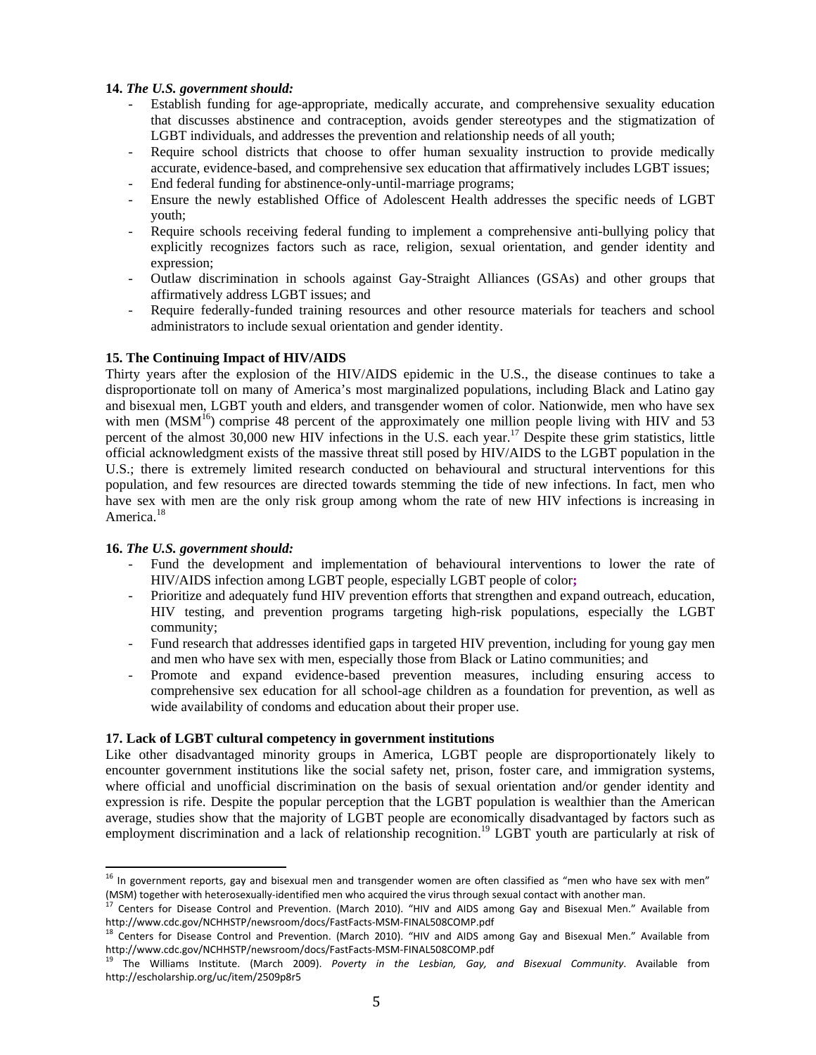**14. *The U.S. government should:***

- Establish funding for age-appropriate, medically accurate, and comprehensive sexuality education that discusses abstinence and contraception, avoids gender stereotypes and the stigmatization of LGBT individuals, and addresses the prevention and relationship needs of all youth;
- Require school districts that choose to offer human sexuality instruction to provide medically accurate, evidence-based, and comprehensive sex education that affirmatively includes LGBT issues;
- End federal funding for abstinence-only-until-marriage programs;
- Ensure the newly established Office of Adolescent Health addresses the specific needs of LGBT youth;
- Require schools receiving federal funding to implement a comprehensive anti-bullying policy that explicitly recognizes factors such as race, religion, sexual orientation, and gender identity and expression;
- Outlaw discrimination in schools against Gay-Straight Alliances (GSAs) and other groups that affirmatively address LGBT issues; and
- Require federally-funded training resources and other resource materials for teachers and school administrators to include sexual orientation and gender identity.

**15. The Continuing Impact of HIV/AIDS**

Thirty years after the explosion of the HIV/AIDS epidemic in the U.S., the disease continues to take a disproportionate toll on many of America's most marginalized populations, including Black and Latino gay and bisexual men, LGBT youth and elders, and transgender women of color. Nationwide, men who have sex with men (MSM[16]) comprise 48 percent of the approximately one million people living with HIV and 53 percent of the almost 30,000 new HIV infections in the U.S. each year.[17] Despite these grim statistics, little official acknowledgment exists of the massive threat still posed by HIV/AIDS to the LGBT population in the U.S.; there is extremely limited research conducted on behavioural and structural interventions for this population, and few resources are directed towards stemming the tide of new infections. In fact, men who have sex with men are the only risk group among whom the rate of new HIV infections is increasing in America.[18]

**16. *The U.S. government should:***

- Fund the development and implementation of behavioural interventions to lower the rate of HIV/AIDS infection among LGBT people, especially LGBT people of color;
- Prioritize and adequately fund HIV prevention efforts that strengthen and expand outreach, education, HIV testing, and prevention programs targeting high-risk populations, especially the LGBT community;
- Fund research that addresses identified gaps in targeted HIV prevention, including for young gay men and men who have sex with men, especially those from Black or Latino communities; and
- Promote and expand evidence-based prevention measures, including ensuring access to comprehensive sex education for all school-age children as a foundation for prevention, as well as wide availability of condoms and education about their proper use.

**17. Lack of LGBT cultural competency in government institutions**

Like other disadvantaged minority groups in America, LGBT people are disproportionately likely to encounter government institutions like the social safety net, prison, foster care, and immigration systems, where official and unofficial discrimination on the basis of sexual orientation and/or gender identity and expression is rife. Despite the popular perception that the LGBT population is wealthier than the American average, studies show that the majority of LGBT people are economically disadvantaged by factors such as employment discrimination and a lack of relationship recognition.[19] LGBT youth are particularly at risk of

---

[16] In government reports, gay and bisexual men and transgender women are often classified as "men who have sex with men" (MSM) together with heterosexually-identified men who acquired the virus through sexual contact with another man.

[17] Centers for Disease Control and Prevention. (March 2010). "HIV and AIDS among Gay and Bisexual Men." Available from http://www.cdc.gov/NCHHSTP/newsroom/docs/FastFacts-MSM-FINAL508COMP.pdf

[18] Centers for Disease Control and Prevention. (March 2010). "HIV and AIDS among Gay and Bisexual Men." Available from http://www.cdc.gov/NCHHSTP/newsroom/docs/FastFacts-MSM-FINAL508COMP.pdf

[19] The Williams Institute. (March 2009). *Poverty in the Lesbian, Gay, and Bisexual Community*. Available from http://escholarship.org/uc/item/2509p8r5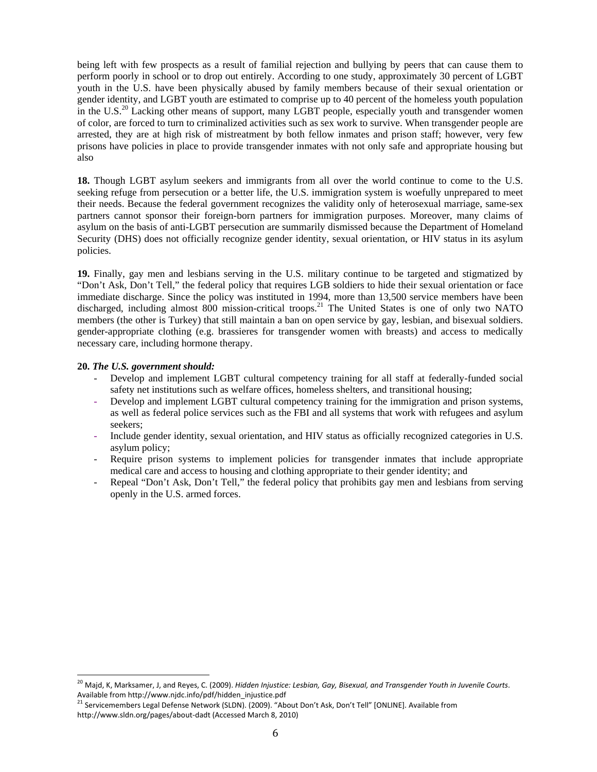being left with few prospects as a result of familial rejection and bullying by peers that can cause them to perform poorly in school or to drop out entirely. According to one study, approximately 30 percent of LGBT youth in the U.S. have been physically abused by family members because of their sexual orientation or gender identity, and LGBT youth are estimated to comprise up to 40 percent of the homeless youth population in the U.S.[20] Lacking other means of support, many LGBT people, especially youth and transgender women of color, are forced to turn to criminalized activities such as sex work to survive. When transgender people are arrested, they are at high risk of mistreatment by both fellow inmates and prison staff; however, very few prisons have policies in place to provide transgender inmates with not only safe and appropriate housing but also

**18.** Though LGBT asylum seekers and immigrants from all over the world continue to come to the U.S. seeking refuge from persecution or a better life, the U.S. immigration system is woefully unprepared to meet their needs. Because the federal government recognizes the validity only of heterosexual marriage, same-sex partners cannot sponsor their foreign-born partners for immigration purposes. Moreover, many claims of asylum on the basis of anti-LGBT persecution are summarily dismissed because the Department of Homeland Security (DHS) does not officially recognize gender identity, sexual orientation, or HIV status in its asylum policies.

**19.** Finally, gay men and lesbians serving in the U.S. military continue to be targeted and stigmatized by "Don't Ask, Don't Tell," the federal policy that requires LGB soldiers to hide their sexual orientation or face immediate discharge. Since the policy was instituted in 1994, more than 13,500 service members have been discharged, including almost 800 mission-critical troops.[21] The United States is one of only two NATO members (the other is Turkey) that still maintain a ban on open service by gay, lesbian, and bisexual soldiers. gender-appropriate clothing (e.g. brassieres for transgender women with breasts) and access to medically necessary care, including hormone therapy.

**20.** ***The U.S. government should:***

- Develop and implement LGBT cultural competency training for all staff at federally-funded social safety net institutions such as welfare offices, homeless shelters, and transitional housing;
- Develop and implement LGBT cultural competency training for the immigration and prison systems, as well as federal police services such as the FBI and all systems that work with refugees and asylum seekers;
- Include gender identity, sexual orientation, and HIV status as officially recognized categories in U.S. asylum policy;
- Require prison systems to implement policies for transgender inmates that include appropriate medical care and access to housing and clothing appropriate to their gender identity; and
- Repeal "Don't Ask, Don't Tell," the federal policy that prohibits gay men and lesbians from serving openly in the U.S. armed forces.

---

[20] Majd, K, Marksamer, J, and Reyes, C. (2009). *Hidden Injustice: Lesbian, Gay, Bisexual, and Transgender Youth in Juvenile Courts*. Available from http://www.njdc.info/pdf/hidden_injustice.pdf

[21] Servicemembers Legal Defense Network (SLDN). (2009). "About Don't Ask, Don't Tell" [ONLINE]. Available from http://www.sldn.org/pages/about-dadt (Accessed March 8, 2010)